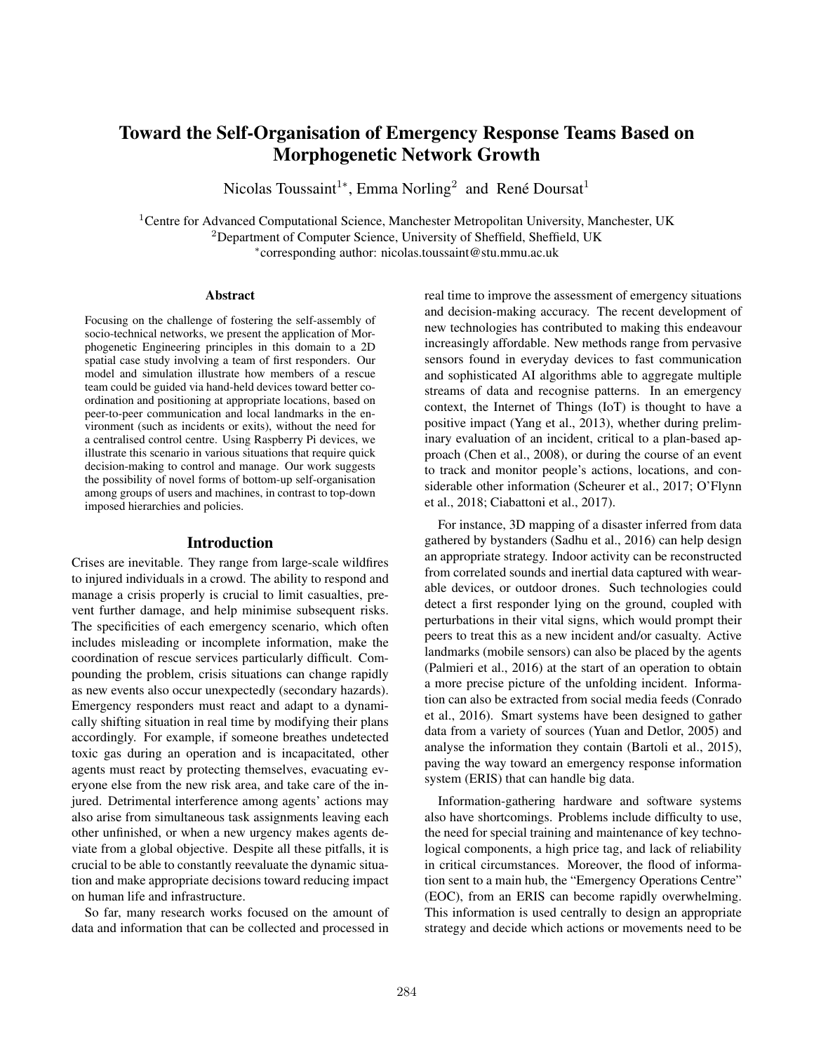# Toward the Self-Organisation of Emergency Response Teams Based on Morphogenetic Network Growth

Nicolas Toussaint[1*], Emma Norling[2] and René Doursat[1]

[1]Centre for Advanced Computational Science, Manchester Metropolitan University, Manchester, UK
[2]Department of Computer Science, University of Sheffield, Sheffield, UK
[*]corresponding author: nicolas.toussaint@stu.mmu.ac.uk

## Abstract

Focusing on the challenge of fostering the self-assembly of socio-technical networks, we present the application of Morphogenetic Engineering principles in this domain to a 2D spatial case study involving a team of first responders. Our model and simulation illustrate how members of a rescue team could be guided via hand-held devices toward better coordination and positioning at appropriate locations, based on peer-to-peer communication and local landmarks in the environment (such as incidents or exits), without the need for a centralised control centre. Using Raspberry Pi devices, we illustrate this scenario in various situations that require quick decision-making to control and manage. Our work suggests the possibility of novel forms of bottom-up self-organisation among groups of users and machines, in contrast to top-down imposed hierarchies and policies.

## Introduction

Crises are inevitable. They range from large-scale wildfires to injured individuals in a crowd. The ability to respond and manage a crisis properly is crucial to limit casualties, prevent further damage, and help minimise subsequent risks. The specificities of each emergency scenario, which often includes misleading or incomplete information, make the coordination of rescue services particularly difficult. Compounding the problem, crisis situations can change rapidly as new events also occur unexpectedly (secondary hazards). Emergency responders must react and adapt to a dynamically shifting situation in real time by modifying their plans accordingly. For example, if someone breathes undetected toxic gas during an operation and is incapacitated, other agents must react by protecting themselves, evacuating everyone else from the new risk area, and take care of the injured. Detrimental interference among agents' actions may also arise from simultaneous task assignments leaving each other unfinished, or when a new urgency makes agents deviate from a global objective. Despite all these pitfalls, it is crucial to be able to constantly reevaluate the dynamic situation and make appropriate decisions toward reducing impact on human life and infrastructure.

So far, many research works focused on the amount of data and information that can be collected and processed in real time to improve the assessment of emergency situations and decision-making accuracy. The recent development of new technologies has contributed to making this endeavour increasingly affordable. New methods range from pervasive sensors found in everyday devices to fast communication and sophisticated AI algorithms able to aggregate multiple streams of data and recognise patterns. In an emergency context, the Internet of Things (IoT) is thought to have a positive impact (Yang et al., 2013), whether during preliminary evaluation of an incident, critical to a plan-based approach (Chen et al., 2008), or during the course of an event to track and monitor people's actions, locations, and considerable other information (Scheurer et al., 2017; O'Flynn et al., 2018; Ciabattoni et al., 2017).

For instance, 3D mapping of a disaster inferred from data gathered by bystanders (Sadhu et al., 2016) can help design an appropriate strategy. Indoor activity can be reconstructed from correlated sounds and inertial data captured with wearable devices, or outdoor drones. Such technologies could detect a first responder lying on the ground, coupled with perturbations in their vital signs, which would prompt their peers to treat this as a new incident and/or casualty. Active landmarks (mobile sensors) can also be placed by the agents (Palmieri et al., 2016) at the start of an operation to obtain a more precise picture of the unfolding incident. Information can also be extracted from social media feeds (Conrado et al., 2016). Smart systems have been designed to gather data from a variety of sources (Yuan and Detlor, 2005) and analyse the information they contain (Bartoli et al., 2015), paving the way toward an emergency response information system (ERIS) that can handle big data.

Information-gathering hardware and software systems also have shortcomings. Problems include difficulty to use, the need for special training and maintenance of key technological components, a high price tag, and lack of reliability in critical circumstances. Moreover, the flood of information sent to a main hub, the "Emergency Operations Centre" (EOC), from an ERIS can become rapidly overwhelming. This information is used centrally to design an appropriate strategy and decide which actions or movements need to be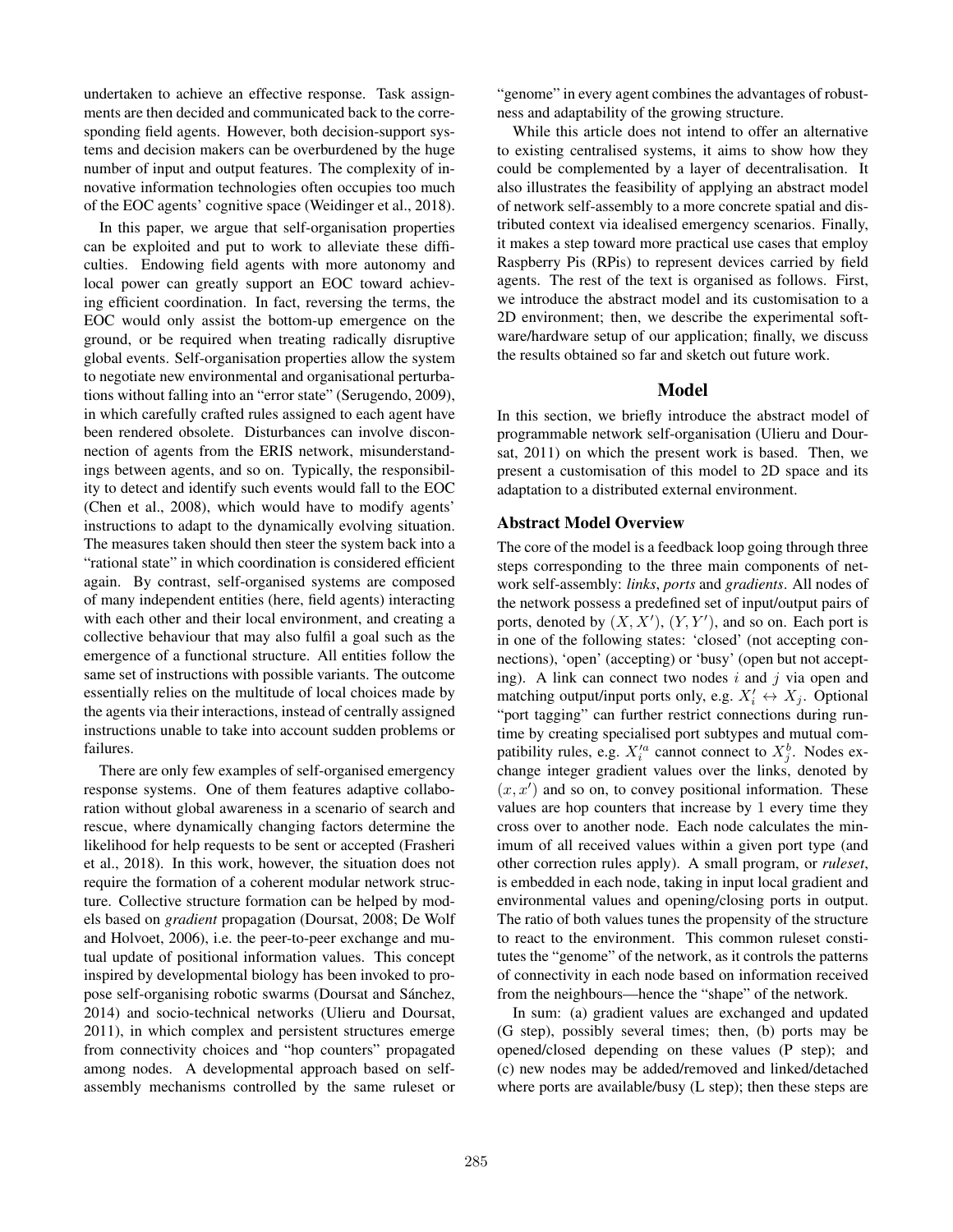undertaken to achieve an effective response. Task assignments are then decided and communicated back to the corresponding field agents. However, both decision-support systems and decision makers can be overburdened by the huge number of input and output features. The complexity of innovative information technologies often occupies too much of the EOC agents' cognitive space (Weidinger et al., 2018).

In this paper, we argue that self-organisation properties can be exploited and put to work to alleviate these difficulties. Endowing field agents with more autonomy and local power can greatly support an EOC toward achieving efficient coordination. In fact, reversing the terms, the EOC would only assist the bottom-up emergence on the ground, or be required when treating radically disruptive global events. Self-organisation properties allow the system to negotiate new environmental and organisational perturbations without falling into an "error state" (Serugendo, 2009), in which carefully crafted rules assigned to each agent have been rendered obsolete. Disturbances can involve disconnection of agents from the ERIS network, misunderstandings between agents, and so on. Typically, the responsibility to detect and identify such events would fall to the EOC (Chen et al., 2008), which would have to modify agents' instructions to adapt to the dynamically evolving situation. The measures taken should then steer the system back into a "rational state" in which coordination is considered efficient again. By contrast, self-organised systems are composed of many independent entities (here, field agents) interacting with each other and their local environment, and creating a collective behaviour that may also fulfil a goal such as the emergence of a functional structure. All entities follow the same set of instructions with possible variants. The outcome essentially relies on the multitude of local choices made by the agents via their interactions, instead of centrally assigned instructions unable to take into account sudden problems or failures.

There are only few examples of self-organised emergency response systems. One of them features adaptive collaboration without global awareness in a scenario of search and rescue, where dynamically changing factors determine the likelihood for help requests to be sent or accepted (Frasheri et al., 2018). In this work, however, the situation does not require the formation of a coherent modular network structure. Collective structure formation can be helped by models based on *gradient* propagation (Doursat, 2008; De Wolf and Holvoet, 2006), i.e. the peer-to-peer exchange and mutual update of positional information values. This concept inspired by developmental biology has been invoked to propose self-organising robotic swarms (Doursat and Sánchez, 2014) and socio-technical networks (Ulieru and Doursat, 2011), in which complex and persistent structures emerge from connectivity choices and "hop counters" propagated among nodes. A developmental approach based on self-assembly mechanisms controlled by the same ruleset or "genome" in every agent combines the advantages of robustness and adaptability of the growing structure.

While this article does not intend to offer an alternative to existing centralised systems, it aims to show how they could be complemented by a layer of decentralisation. It also illustrates the feasibility of applying an abstract model of network self-assembly to a more concrete spatial and distributed context via idealised emergency scenarios. Finally, it makes a step toward more practical use cases that employ Raspberry Pis (RPis) to represent devices carried by field agents. The rest of the text is organised as follows. First, we introduce the abstract model and its customisation to a 2D environment; then, we describe the experimental software/hardware setup of our application; finally, we discuss the results obtained so far and sketch out future work.

## Model

In this section, we briefly introduce the abstract model of programmable network self-organisation (Ulieru and Doursat, 2011) on which the present work is based. Then, we present a customisation of this model to 2D space and its adaptation to a distributed external environment.

### Abstract Model Overview

The core of the model is a feedback loop going through three steps corresponding to the three main components of network self-assembly: *links*, *ports* and *gradients*. All nodes of the network possess a predefined set of input/output pairs of ports, denoted by $(X, X')$, $(Y, Y')$, and so on. Each port is in one of the following states: 'closed' (not accepting connections), 'open' (accepting) or 'busy' (open but not accepting). A link can connect two nodes $i$ and $j$ via open and matching output/input ports only, e.g. $X'_i \leftrightarrow X_j$. Optional "port tagging" can further restrict connections during runtime by creating specialised port subtypes and mutual compatibility rules, e.g. $X'^{a}_i$ cannot connect to $X^{b}_j$. Nodes exchange integer gradient values over the links, denoted by $(x, x')$ and so on, to convey positional information. These values are hop counters that increase by 1 every time they cross over to another node. Each node calculates the minimum of all received values within a given port type (and other correction rules apply). A small program, or *ruleset*, is embedded in each node, taking in input local gradient and environmental values and opening/closing ports in output. The ratio of both values tunes the propensity of the structure to react to the environment. This common ruleset constitutes the "genome" of the network, as it controls the patterns of connectivity in each node based on information received from the neighbours—hence the "shape" of the network.

In sum: (a) gradient values are exchanged and updated (G step), possibly several times; then, (b) ports may be opened/closed depending on these values (P step); and (c) new nodes may be added/removed and linked/detached where ports are available/busy (L step); then these steps are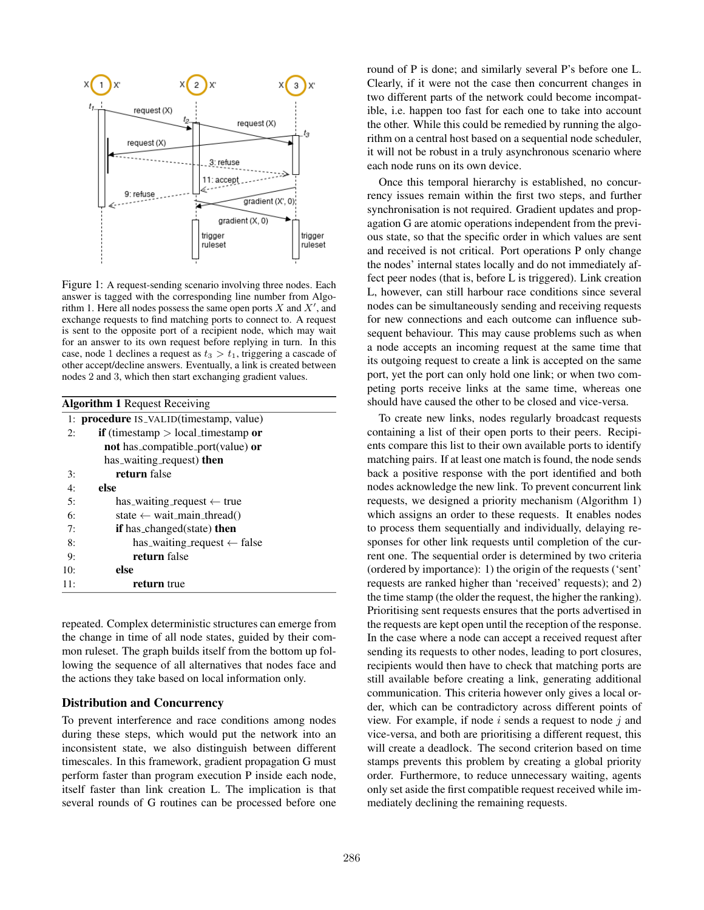Figure 1: A request-sending scenario involving three nodes. Each answer is tagged with the corresponding line number from Algorithm 1. Here all nodes possess the same open ports $X$ and $X'$, and exchange requests to find matching ports to connect to. A request is sent to the opposite port of a recipient node, which may wait for an answer to its own request before replying in turn. In this case, node 1 declines a request as $t_3 > t_1$, triggering a cascade of other accept/decline answers. Eventually, a link is created between nodes 2 and 3, which then start exchanging gradient values.

**Algorithm 1** Request Receiving

```
1:  procedure IS_VALID(timestamp, value)
2:      if (timestamp > local_timestamp or
          not has_compatible_port(value) or
          has_waiting_request) then
3:          return false
4:      else
5:          has_waiting_request ← true
6:          state ← wait_main_thread()
7:          if has_changed(state) then
8:              has_waiting_request ← false
9:              return false
10:         else
11:             return true
```

repeated. Complex deterministic structures can emerge from the change in time of all node states, guided by their common ruleset. The graph builds itself from the bottom up following the sequence of all alternatives that nodes face and the actions they take based on local information only.

## Distribution and Concurrency

To prevent interference and race conditions among nodes during these steps, which would put the network into an inconsistent state, we also distinguish between different timescales. In this framework, gradient propagation G must perform faster than program execution P inside each node, itself faster than link creation L. The implication is that several rounds of G routines can be processed before one round of P is done; and similarly several P's before one L. Clearly, if it were not the case then concurrent changes in two different parts of the network could become incompatible, i.e. happen too fast for each one to take into account the other. While this could be remedied by running the algorithm on a central host based on a sequential node scheduler, it will not be robust in a truly asynchronous scenario where each node runs on its own device.

Once this temporal hierarchy is established, no concurrency issues remain within the first two steps, and further synchronisation is not required. Gradient updates and propagation G are atomic operations independent from the previous state, so that the specific order in which values are sent and received is not critical. Port operations P only change the nodes' internal states locally and do not immediately affect peer nodes (that is, before L is triggered). Link creation L, however, can still harbour race conditions since several nodes can be simultaneously sending and receiving requests for new connections and each outcome can influence subsequent behaviour. This may cause problems such as when a node accepts an incoming request at the same time that its outgoing request to create a link is accepted on the same port, yet the port can only hold one link; or when two competing ports receive links at the same time, whereas one should have caused the other to be closed and vice-versa.

To create new links, nodes regularly broadcast requests containing a list of their open ports to their peers. Recipients compare this list to their own available ports to identify matching pairs. If at least one match is found, the node sends back a positive response with the port identified and both nodes acknowledge the new link. To prevent concurrent link requests, we designed a priority mechanism (Algorithm 1) which assigns an order to these requests. It enables nodes to process them sequentially and individually, delaying responses for other link requests until completion of the current one. The sequential order is determined by two criteria (ordered by importance): 1) the origin of the requests ('sent' requests are ranked higher than 'received' requests); and 2) the time stamp (the older the request, the higher the ranking). Prioritising sent requests ensures that the ports advertised in the requests are kept open until the reception of the response. In the case where a node can accept a received request after sending its requests to other nodes, leading to port closures, recipients would then have to check that matching ports are still available before creating a link, generating additional communication. This criteria however only gives a local order, which can be contradictory across different points of view. For example, if node $i$ sends a request to node $j$ and vice-versa, and both are prioritising a different request, this will create a deadlock. The second criterion based on time stamps prevents this problem by creating a global priority order. Furthermore, to reduce unnecessary waiting, agents only set aside the first compatible request received while immediately declining the remaining requests.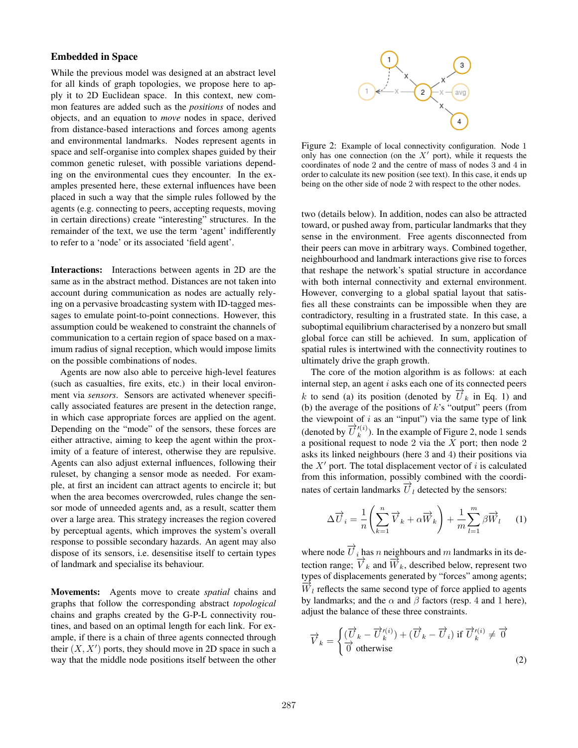### Embedded in Space

While the previous model was designed at an abstract level for all kinds of graph topologies, we propose here to apply it to 2D Euclidean space. In this context, new common features are added such as the *positions* of nodes and objects, and an equation to *move* nodes in space, derived from distance-based interactions and forces among agents and environmental landmarks. Nodes represent agents in space and self-organise into complex shapes guided by their common genetic ruleset, with possible variations depending on the environmental cues they encounter. In the examples presented here, these external influences have been placed in such a way that the simple rules followed by the agents (e.g. connecting to peers, accepting requests, moving in certain directions) create "interesting" structures. In the remainder of the text, we use the term 'agent' indifferently to refer to a 'node' or its associated 'field agent'.

**Interactions:** Interactions between agents in 2D are the same as in the abstract method. Distances are not taken into account during communication as nodes are actually relying on a pervasive broadcasting system with ID-tagged messages to emulate point-to-point connections. However, this assumption could be weakened to constraint the channels of communication to a certain region of space based on a maximum radius of signal reception, which would impose limits on the possible combinations of nodes.

Agents are now also able to perceive high-level features (such as casualties, fire exits, etc.) in their local environment via *sensors*. Sensors are activated whenever specifically associated features are present in the detection range, in which case appropriate forces are applied on the agent. Depending on the "mode" of the sensors, these forces are either attractive, aiming to keep the agent within the proximity of a feature of interest, otherwise they are repulsive. Agents can also adjust external influences, following their ruleset, by changing a sensor mode as needed. For example, at first an incident can attract agents to encircle it; but when the area becomes overcrowded, rules change the sensor mode of unneeded agents and, as a result, scatter them over a large area. This strategy increases the region covered by perceptual agents, which improves the system's overall response to possible secondary hazards. An agent may also dispose of its sensors, i.e. desensitise itself to certain types of landmark and specialise its behaviour.

**Movements:** Agents move to create *spatial* chains and graphs that follow the corresponding abstract *topological* chains and graphs created by the G-P-L connectivity routines, and based on an optimal length for each link. For example, if there is a chain of three agents connected through their $(X, X')$ ports, they should move in 2D space in such a way that the middle node positions itself between the other two (details below). In addition, nodes can also be attracted toward, or pushed away from, particular landmarks that they sense in the environment. Free agents disconnected from their peers can move in arbitrary ways. Combined together, neighbourhood and landmark interactions give rise to forces that reshape the network's spatial structure in accordance with both internal connectivity and external environment. However, converging to a global spatial layout that satisfies all these constraints can be impossible when they are contradictory, resulting in a frustrated state. In this case, a suboptimal equilibrium characterised by a nonzero but small global force can still be achieved. In sum, application of spatial rules is intertwined with the connectivity routines to ultimately drive the graph growth.

Figure 2: Example of local connectivity configuration. Node 1 only has one connection (on the $X'$ port), while it requests the coordinates of node 2 and the centre of mass of nodes 3 and 4 in order to calculate its new position (see text). In this case, it ends up being on the other side of node 2 with respect to the other nodes.

The core of the motion algorithm is as follows: at each internal step, an agent $i$ asks each one of its connected peers $k$ to send (a) its position (denoted by $\overrightarrow{U}_k$ in Eq. 1) and (b) the average of the positions of $k$'s "output" peers (from the viewpoint of $i$ as an "input") via the same type of link (denoted by $\overrightarrow{U}'^{(i)}_k$). In the example of Figure 2, node 1 sends a positional request to node 2 via the $X$ port; then node 2 asks its linked neighbours (here 3 and 4) their positions via the $X'$ port. The total displacement vector of $i$ is calculated from this information, possibly combined with the coordinates of certain landmarks $\overrightarrow{U}_l$ detected by the sensors:

$$\Delta\overrightarrow{U}_i = \frac{1}{n}\left(\sum_{k=1}^{n}\overrightarrow{V}_k + \alpha\overrightarrow{W}_k\right) + \frac{1}{m}\sum_{l=1}^{m}\beta\overrightarrow{W}_l \qquad (1)$$

where node $\overrightarrow{U}_i$ has $n$ neighbours and $m$ landmarks in its detection range; $\overrightarrow{V}_k$ and $\overrightarrow{W}_k$, described below, represent two types of displacements generated by "forces" among agents; $\overrightarrow{W}_l$ reflects the same second type of force applied to agents by landmarks; and the $\alpha$ and $\beta$ factors (resp. 4 and 1 here), adjust the balance of these three constraints.

$$\overrightarrow{V}_k = \begin{cases} (\overrightarrow{U}_k - \overrightarrow{U}'^{(i)}_k) + (\overrightarrow{U}_k - \overrightarrow{U}_i) & \text{if } \overrightarrow{U}'^{(i)}_k \neq \overrightarrow{0} \\ \overrightarrow{0} & \text{otherwise} \end{cases} \qquad (2)$$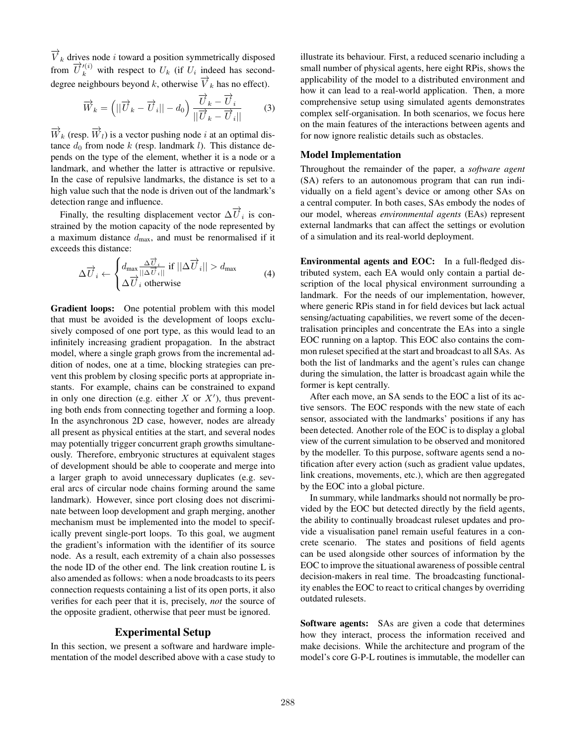$\overrightarrow{V}_k$ drives node $i$ toward a position symmetrically disposed from $\overrightarrow{U}_k'^{(i)}$ with respect to $U_k$ (if $U_i$ indeed has second-degree neighbours beyond $k$, otherwise $\overrightarrow{V}_k$ has no effect).

$$\overrightarrow{W}_k = \left(||\overrightarrow{U}_k - \overrightarrow{U}_i|| - d_0\right) \frac{\overrightarrow{U}_k - \overrightarrow{U}_i}{||\overrightarrow{U}_k - \overrightarrow{U}_i||} \quad (3)$$

$\overrightarrow{W}_k$ (resp. $\overrightarrow{W}_l$) is a vector pushing node $i$ at an optimal distance $d_0$ from node $k$ (resp. landmark $l$). This distance depends on the type of the element, whether it is a node or a landmark, and whether the latter is attractive or repulsive. In the case of repulsive landmarks, the distance is set to a high value such that the node is driven out of the landmark's detection range and influence.

Finally, the resulting displacement vector $\Delta\overrightarrow{U}_i$ is constrained by the motion capacity of the node represented by a maximum distance $d_{\text{max}}$, and must be renormalised if it exceeds this distance:

$$\Delta\overrightarrow{U}_i \leftarrow \begin{cases} d_{\text{max}} \frac{\Delta\overrightarrow{U}_i}{||\Delta\overrightarrow{U}_i||} \text{ if } ||\Delta\overrightarrow{U}_i|| > d_{\text{max}} \\ \Delta\overrightarrow{U}_i \text{ otherwise} \end{cases} \quad (4)$$

**Gradient loops:** One potential problem with this model that must be avoided is the development of loops exclusively composed of one port type, as this would lead to an infinitely increasing gradient propagation. In the abstract model, where a single graph grows from the incremental addition of nodes, one at a time, blocking strategies can prevent this problem by closing specific ports at appropriate instants. For example, chains can be constrained to expand in only one direction (e.g. either $X$ or $X'$), thus preventing both ends from connecting together and forming a loop. In the asynchronous 2D case, however, nodes are already all present as physical entities at the start, and several nodes may potentially trigger concurrent graph growths simultaneously. Therefore, embryonic structures at equivalent stages of development should be able to cooperate and merge into a larger graph to avoid unnecessary duplicates (e.g. several arcs of circular node chains forming around the same landmark). However, since port closing does not discriminate between loop development and graph merging, another mechanism must be implemented into the model to specifically prevent single-port loops. To this goal, we augment the gradient's information with the identifier of its source node. As a result, each extremity of a chain also possesses the node ID of the other end. The link creation routine L is also amended as follows: when a node broadcasts to its peers connection requests containing a list of its open ports, it also verifies for each peer that it is, precisely, *not* the source of the opposite gradient, otherwise that peer must be ignored.

## Experimental Setup

In this section, we present a software and hardware implementation of the model described above with a case study to illustrate its behaviour. First, a reduced scenario including a small number of physical agents, here eight RPis, shows the applicability of the model to a distributed environment and how it can lead to a real-world application. Then, a more comprehensive setup using simulated agents demonstrates complex self-organisation. In both scenarios, we focus here on the main features of the interactions between agents and for now ignore realistic details such as obstacles.

### Model Implementation

Throughout the remainder of the paper, a *software agent* (SA) refers to an autonomous program that can run individually on a field agent's device or among other SAs on a central computer. In both cases, SAs embody the nodes of our model, whereas *environmental agents* (EAs) represent external landmarks that can affect the settings or evolution of a simulation and its real-world deployment.

**Environmental agents and EOC:** In a full-fledged distributed system, each EA would only contain a partial description of the local physical environment surrounding a landmark. For the needs of our implementation, however, where generic RPis stand in for field devices but lack actual sensing/actuating capabilities, we revert some of the decentralisation principles and concentrate the EAs into a single EOC running on a laptop. This EOC also contains the common ruleset specified at the start and broadcast to all SAs. As both the list of landmarks and the agent's rules can change during the simulation, the latter is broadcast again while the former is kept centrally.

After each move, an SA sends to the EOC a list of its active sensors. The EOC responds with the new state of each sensor, associated with the landmarks' positions if any has been detected. Another role of the EOC is to display a global view of the current simulation to be observed and monitored by the modeller. To this purpose, software agents send a notification after every action (such as gradient value updates, link creations, movements, etc.), which are then aggregated by the EOC into a global picture.

In summary, while landmarks should not normally be provided by the EOC but detected directly by the field agents, the ability to continually broadcast ruleset updates and provide a visualisation panel remain useful features in a concrete scenario. The states and positions of field agents can be used alongside other sources of information by the EOC to improve the situational awareness of possible central decision-makers in real time. The broadcasting functionality enables the EOC to react to critical changes by overriding outdated rulesets.

**Software agents:** SAs are given a code that determines how they interact, process the information received and make decisions. While the architecture and program of the model's core G-P-L routines is immutable, the modeller can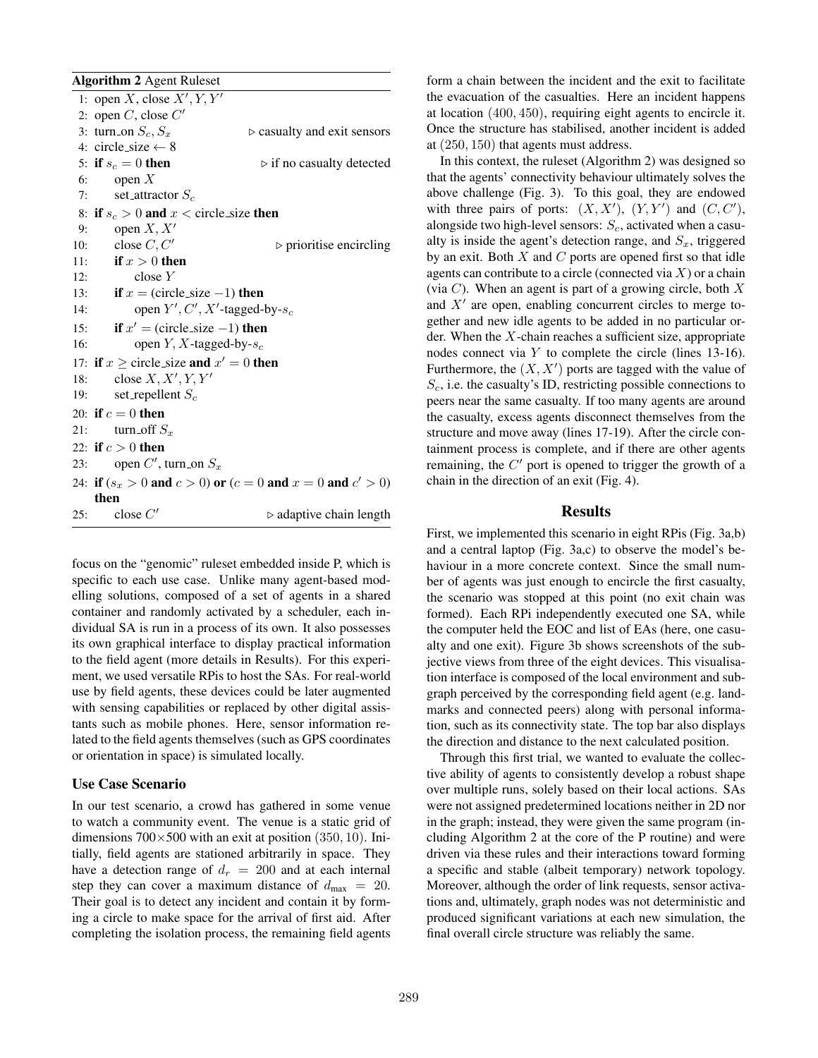**Algorithm 2** Agent Ruleset

```
1:  open X, close X', Y, Y'
2:  open C, close C'
3:  turn_on S_c, S_x                          ▷ casualty and exit sensors
4:  circle_size ← 8
5:  if s_c = 0 then                           ▷ if no casualty detected
6:      open X
7:      set_attractor S_c
8:  if s_c > 0 and x < circle_size then
9:      open X, X'
10:     close C, C'                           ▷ prioritise encircling
11:     if x > 0 then
12:         close Y
13:     if x = (circle_size − 1) then
14:         open Y', C', X'-tagged-by-s_c
15:     if x' = (circle_size − 1) then
16:         open Y, X-tagged-by-s_c
17: if x ≥ circle_size and x' = 0 then
18:     close X, X', Y, Y'
19:     set_repellent S_c
20: if c = 0 then
21:     turn_off S_x
22: if c > 0 then
23:     open C', turn_on S_x
24: if (s_x > 0 and c > 0) or (c = 0 and x = 0 and c' > 0)
    then
25:     close C'                              ▷ adaptive chain length
```

focus on the "genomic" ruleset embedded inside P, which is specific to each use case. Unlike many agent-based modelling solutions, composed of a set of agents in a shared container and randomly activated by a scheduler, each individual SA is run in a process of its own. It also possesses its own graphical interface to display practical information to the field agent (more details in Results). For this experiment, we used versatile RPis to host the SAs. For real-world use by field agents, these devices could be later augmented with sensing capabilities or replaced by other digital assistants such as mobile phones. Here, sensor information related to the field agents themselves (such as GPS coordinates or orientation in space) is simulated locally.

### Use Case Scenario

In our test scenario, a crowd has gathered in some venue to watch a community event. The venue is a static grid of dimensions $700 \times 500$ with an exit at position $(350, 10)$. Initially, field agents are stationed arbitrarily in space. They have a detection range of $d_r = 200$ and at each internal step they can cover a maximum distance of $d_{\max} = 20$. Their goal is to detect any incident and contain it by forming a circle to make space for the arrival of first aid. After completing the isolation process, the remaining field agents form a chain between the incident and the exit to facilitate the evacuation of the casualties. Here an incident happens at location $(400, 450)$, requiring eight agents to encircle it. Once the structure has stabilised, another incident is added at $(250, 150)$ that agents must address.

In this context, the ruleset (Algorithm 2) was designed so that the agents' connectivity behaviour ultimately solves the above challenge (Fig. 3). To this goal, they are endowed with three pairs of ports: $(X, X')$, $(Y, Y')$ and $(C, C')$, alongside two high-level sensors: $S_c$, activated when a casualty is inside the agent's detection range, and $S_x$, triggered by an exit. Both $X$ and $C$ ports are opened first so that idle agents can contribute to a circle (connected via $X$) or a chain (via $C$). When an agent is part of a growing circle, both $X$ and $X'$ are open, enabling concurrent circles to merge together and new idle agents to be added in no particular order. When the $X$-chain reaches a sufficient size, appropriate nodes connect via $Y$ to complete the circle (lines 13-16). Furthermore, the $(X, X')$ ports are tagged with the value of $S_c$, i.e. the casualty's ID, restricting possible connections to peers near the same casualty. If too many agents are around the casualty, excess agents disconnect themselves from the structure and move away (lines 17-19). After the circle containment process is complete, and if there are other agents remaining, the $C'$ port is opened to trigger the growth of a chain in the direction of an exit (Fig. 4).

## Results

First, we implemented this scenario in eight RPis (Fig. 3a,b) and a central laptop (Fig. 3a,c) to observe the model's behaviour in a more concrete context. Since the small number of agents was just enough to encircle the first casualty, the scenario was stopped at this point (no exit chain was formed). Each RPi independently executed one SA, while the computer held the EOC and list of EAs (here, one casualty and one exit). Figure 3b shows screenshots of the subjective views from three of the eight devices. This visualisation interface is composed of the local environment and subgraph perceived by the corresponding field agent (e.g. landmarks and connected peers) along with personal information, such as its connectivity state. The top bar also displays the direction and distance to the next calculated position.

Through this first trial, we wanted to evaluate the collective ability of agents to consistently develop a robust shape over multiple runs, solely based on their local actions. SAs were not assigned predetermined locations neither in 2D nor in the graph; instead, they were given the same program (including Algorithm 2 at the core of the P routine) and were driven via these rules and their interactions toward forming a specific and stable (albeit temporary) network topology. Moreover, although the order of link requests, sensor activations and, ultimately, graph nodes was not deterministic and produced significant variations at each new simulation, the final overall circle structure was reliably the same.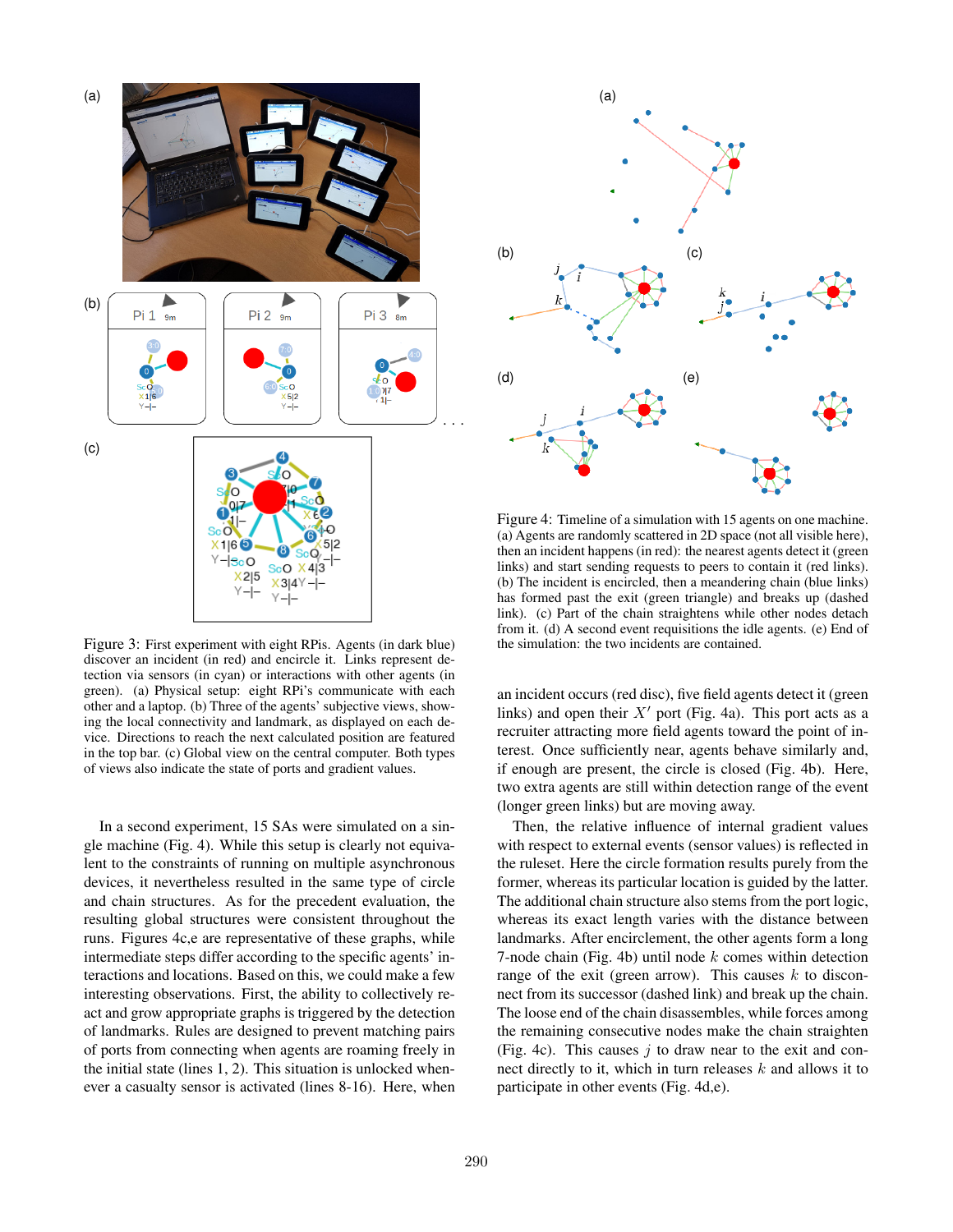Figure 3: First experiment with eight RPis. Agents (in dark blue) discover an incident (in red) and encircle it. Links represent detection via sensors (in cyan) or interactions with other agents (in green). (a) Physical setup: eight RPi's communicate with each other and a laptop. (b) Three of the agents' subjective views, showing the local connectivity and landmark, as displayed on each device. Directions to reach the next calculated position are featured in the top bar. (c) Global view on the central computer. Both types of views also indicate the state of ports and gradient values.

In a second experiment, 15 SAs were simulated on a single machine (Fig. 4). While this setup is clearly not equivalent to the constraints of running on multiple asynchronous devices, it nevertheless resulted in the same type of circle and chain structures. As for the precedent evaluation, the resulting global structures were consistent throughout the runs. Figures 4c,e are representative of these graphs, while intermediate steps differ according to the specific agents' interactions and locations. Based on this, we could make a few interesting observations. First, the ability to collectively react and grow appropriate graphs is triggered by the detection of landmarks. Rules are designed to prevent matching pairs of ports from connecting when agents are roaming freely in the initial state (lines 1, 2). This situation is unlocked whenever a casualty sensor is activated (lines 8-16). Here, when an incident occurs (red disc), five field agents detect it (green links) and open their $X'$ port (Fig. 4a). This port acts as a recruiter attracting more field agents toward the point of interest. Once sufficiently near, agents behave similarly and, if enough are present, the circle is closed (Fig. 4b). Here, two extra agents are still within detection range of the event (longer green links) but are moving away.

Then, the relative influence of internal gradient values with respect to external events (sensor values) is reflected in the ruleset. Here the circle formation results purely from the former, whereas its particular location is guided by the latter. The additional chain structure also stems from the port logic, whereas its exact length varies with the distance between landmarks. After encirclement, the other agents form a long 7-node chain (Fig. 4b) until node $k$ comes within detection range of the exit (green arrow). This causes $k$ to disconnect from its successor (dashed link) and break up the chain. The loose end of the chain disassembles, while forces among the remaining consecutive nodes make the chain straighten (Fig. 4c). This causes $j$ to draw near to the exit and connect directly to it, which in turn releases $k$ and allows it to participate in other events (Fig. 4d,e).

Figure 4: Timeline of a simulation with 15 agents on one machine. (a) Agents are randomly scattered in 2D space (not all visible here), then an incident happens (in red): the nearest agents detect it (green links) and start sending requests to peers to contain it (red links). (b) The incident is encircled, then a meandering chain (blue links) has formed past the exit (green triangle) and breaks up (dashed link). (c) Part of the chain straightens while other nodes detach from it. (d) A second event requisitions the idle agents. (e) End of the simulation: the two incidents are contained.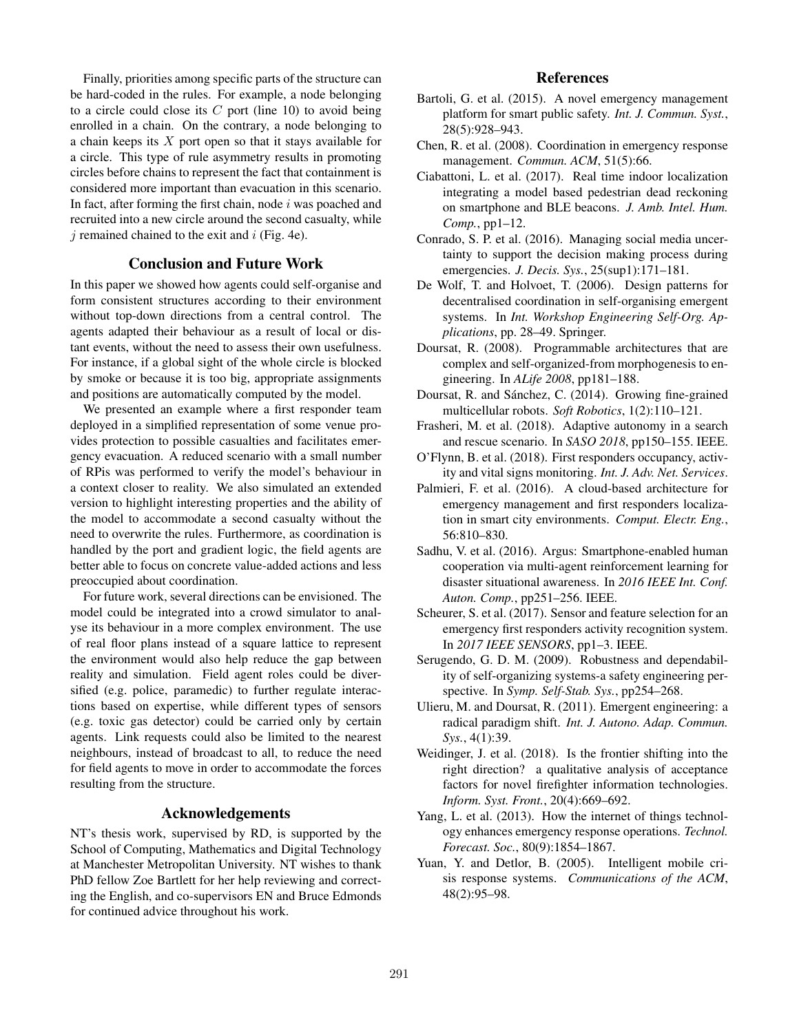Finally, priorities among specific parts of the structure can be hard-coded in the rules. For example, a node belonging to a circle could close its $C$ port (line 10) to avoid being enrolled in a chain. On the contrary, a node belonging to a chain keeps its $X$ port open so that it stays available for a circle. This type of rule asymmetry results in promoting circles before chains to represent the fact that containment is considered more important than evacuation in this scenario. In fact, after forming the first chain, node $i$ was poached and recruited into a new circle around the second casualty, while $j$ remained chained to the exit and $i$ (Fig. 4e).

## Conclusion and Future Work

In this paper we showed how agents could self-organise and form consistent structures according to their environment without top-down directions from a central control. The agents adapted their behaviour as a result of local or distant events, without the need to assess their own usefulness. For instance, if a global sight of the whole circle is blocked by smoke or because it is too big, appropriate assignments and positions are automatically computed by the model.

We presented an example where a first responder team deployed in a simplified representation of some venue provides protection to possible casualties and facilitates emergency evacuation. A reduced scenario with a small number of RPis was performed to verify the model's behaviour in a context closer to reality. We also simulated an extended version to highlight interesting properties and the ability of the model to accommodate a second casualty without the need to overwrite the rules. Furthermore, as coordination is handled by the port and gradient logic, the field agents are better able to focus on concrete value-added actions and less preoccupied about coordination.

For future work, several directions can be envisioned. The model could be integrated into a crowd simulator to analyse its behaviour in a more complex environment. The use of real floor plans instead of a square lattice to represent the environment would also help reduce the gap between reality and simulation. Field agent roles could be diversified (e.g. police, paramedic) to further regulate interactions based on expertise, while different types of sensors (e.g. toxic gas detector) could be carried only by certain agents. Link requests could also be limited to the nearest neighbours, instead of broadcast to all, to reduce the need for field agents to move in order to accommodate the forces resulting from the structure.

## Acknowledgements

NT's thesis work, supervised by RD, is supported by the School of Computing, Mathematics and Digital Technology at Manchester Metropolitan University. NT wishes to thank PhD fellow Zoe Bartlett for her help reviewing and correcting the English, and co-supervisors EN and Bruce Edmonds for continued advice throughout his work.

## References

Bartoli, G. et al. (2015). A novel emergency management platform for smart public safety. *Int. J. Commun. Syst.*, 28(5):928–943.

Chen, R. et al. (2008). Coordination in emergency response management. *Commun. ACM*, 51(5):66.

Ciabattoni, L. et al. (2017). Real time indoor localization integrating a model based pedestrian dead reckoning on smartphone and BLE beacons. *J. Amb. Intel. Hum. Comp.*, pp1–12.

Conrado, S. P. et al. (2016). Managing social media uncertainty to support the decision making process during emergencies. *J. Decis. Sys.*, 25(sup1):171–181.

De Wolf, T. and Holvoet, T. (2006). Design patterns for decentralised coordination in self-organising emergent systems. In *Int. Workshop Engineering Self-Org. Applications*, pp. 28–49. Springer.

Doursat, R. (2008). Programmable architectures that are complex and self-organized-from morphogenesis to engineering. In *ALife 2008*, pp181–188.

Doursat, R. and Sánchez, C. (2014). Growing fine-grained multicellular robots. *Soft Robotics*, 1(2):110–121.

Frasheri, M. et al. (2018). Adaptive autonomy in a search and rescue scenario. In *SASO 2018*, pp150–155. IEEE.

O'Flynn, B. et al. (2018). First responders occupancy, activity and vital signs monitoring. *Int. J. Adv. Net. Services*.

Palmieri, F. et al. (2016). A cloud-based architecture for emergency management and first responders localization in smart city environments. *Comput. Electr. Eng.*, 56:810–830.

Sadhu, V. et al. (2016). Argus: Smartphone-enabled human cooperation via multi-agent reinforcement learning for disaster situational awareness. In *2016 IEEE Int. Conf. Auton. Comp.*, pp251–256. IEEE.

Scheurer, S. et al. (2017). Sensor and feature selection for an emergency first responders activity recognition system. In *2017 IEEE SENSORS*, pp1–3. IEEE.

Serugendo, G. D. M. (2009). Robustness and dependability of self-organizing systems-a safety engineering perspective. In *Symp. Self-Stab. Sys.*, pp254–268.

Ulieru, M. and Doursat, R. (2011). Emergent engineering: a radical paradigm shift. *Int. J. Autono. Adap. Commun. Sys.*, 4(1):39.

Weidinger, J. et al. (2018). Is the frontier shifting into the right direction? a qualitative analysis of acceptance factors for novel firefighter information technologies. *Inform. Syst. Front.*, 20(4):669–692.

Yang, L. et al. (2013). How the internet of things technology enhances emergency response operations. *Technol. Forecast. Soc.*, 80(9):1854–1867.

Yuan, Y. and Detlor, B. (2005). Intelligent mobile crisis response systems. *Communications of the ACM*, 48(2):95–98.